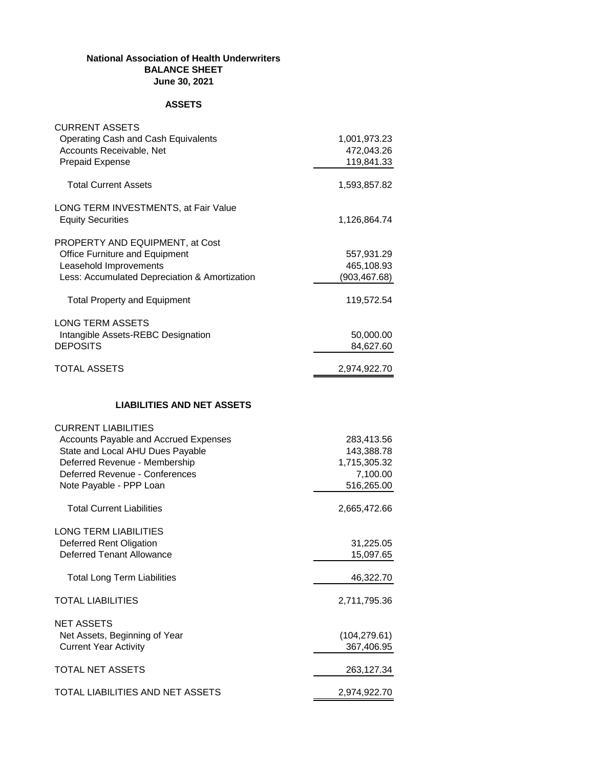**National Association of Health Underwriters**
**BALANCE SHEET**
**June 30, 2021**

**ASSETS**

| | |
|---|---|
| CURRENT ASSETS | |
| Operating Cash and Cash Equivalents | 1,001,973.23 |
| Accounts Receivable, Net | 472,043.26 |
| Prepaid Expense | 119,841.33 |
| Total Current Assets | 1,593,857.82 |
| LONG TERM INVESTMENTS, at Fair Value | |
| Equity Securities | 1,126,864.74 |
| PROPERTY AND EQUIPMENT, at Cost | |
| Office Furniture and Equipment | 557,931.29 |
| Leasehold Improvements | 465,108.93 |
| Less: Accumulated Depreciation & Amortization | (903,467.68) |
| Total Property and Equipment | 119,572.54 |
| LONG TERM ASSETS | |
| Intangible Assets-REBC Designation | 50,000.00 |
| DEPOSITS | 84,627.60 |
| TOTAL ASSETS | 2,974,922.70 |

**LIABILITIES AND NET ASSETS**

| | |
|---|---|
| CURRENT LIABILITIES | |
| Accounts Payable and Accrued Expenses | 283,413.56 |
| State and Local AHU Dues Payable | 143,388.78 |
| Deferred Revenue - Membership | 1,715,305.32 |
| Deferred Revenue - Conferences | 7,100.00 |
| Note Payable - PPP Loan | 516,265.00 |
| Total Current Liabilities | 2,665,472.66 |
| LONG TERM LIABILITIES | |
| Deferred Rent Oligation | 31,225.05 |
| Deferred Tenant Allowance | 15,097.65 |
| Total Long Term Liabilities | 46,322.70 |
| TOTAL LIABILITIES | 2,711,795.36 |
| NET ASSETS | |
| Net Assets, Beginning of Year | (104,279.61) |
| Current Year Activity | 367,406.95 |
| TOTAL NET ASSETS | 263,127.34 |
| TOTAL LIABILITIES AND NET ASSETS | 2,974,922.70 |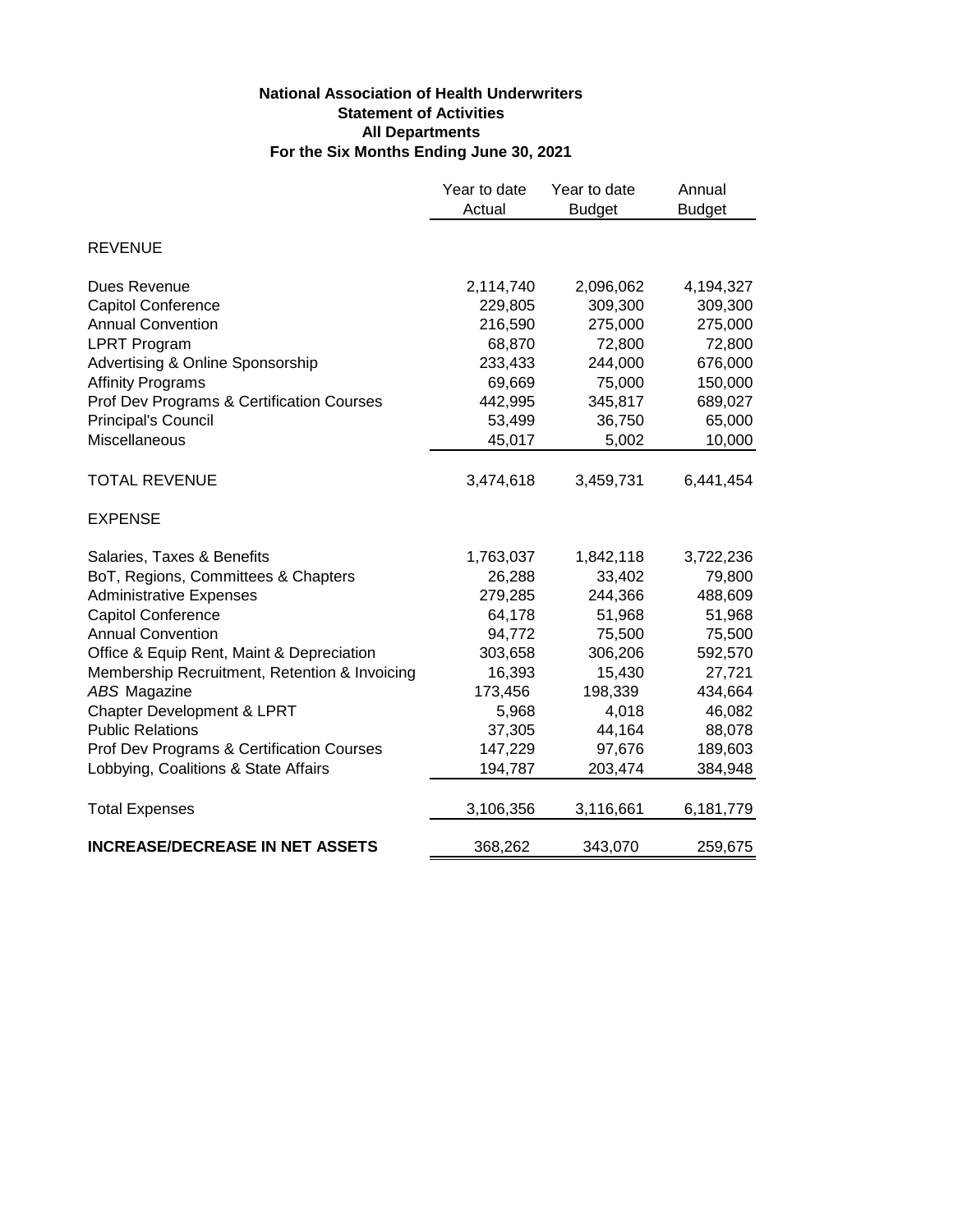**National Association of Health Underwriters**
**Statement of Activities**
**All Departments**
**For the Six Months Ending June 30, 2021**

| | Year to date Actual | Year to date Budget | Annual Budget |
|---|---|---|---|
| REVENUE | | | |
| Dues Revenue | 2,114,740 | 2,096,062 | 4,194,327 |
| Capitol Conference | 229,805 | 309,300 | 309,300 |
| Annual Convention | 216,590 | 275,000 | 275,000 |
| LPRT Program | 68,870 | 72,800 | 72,800 |
| Advertising & Online Sponsorship | 233,433 | 244,000 | 676,000 |
| Affinity Programs | 69,669 | 75,000 | 150,000 |
| Prof Dev Programs & Certification Courses | 442,995 | 345,817 | 689,027 |
| Principal's Council | 53,499 | 36,750 | 65,000 |
| Miscellaneous | 45,017 | 5,002 | 10,000 |
| TOTAL REVENUE | 3,474,618 | 3,459,731 | 6,441,454 |
| EXPENSE | | | |
| Salaries, Taxes & Benefits | 1,763,037 | 1,842,118 | 3,722,236 |
| BoT, Regions, Committees & Chapters | 26,288 | 33,402 | 79,800 |
| Administrative Expenses | 279,285 | 244,366 | 488,609 |
| Capitol Conference | 64,178 | 51,968 | 51,968 |
| Annual Convention | 94,772 | 75,500 | 75,500 |
| Office & Equip Rent, Maint & Depreciation | 303,658 | 306,206 | 592,570 |
| Membership Recruitment, Retention & Invoicing | 16,393 | 15,430 | 27,721 |
| *ABS* Magazine | 173,456 | 198,339 | 434,664 |
| Chapter Development & LPRT | 5,968 | 4,018 | 46,082 |
| Public Relations | 37,305 | 44,164 | 88,078 |
| Prof Dev Programs & Certification Courses | 147,229 | 97,676 | 189,603 |
| Lobbying, Coalitions & State Affairs | 194,787 | 203,474 | 384,948 |
| Total Expenses | 3,106,356 | 3,116,661 | 6,181,779 |
| **INCREASE/DECREASE IN NET ASSETS** | 368,262 | 343,070 | 259,675 |